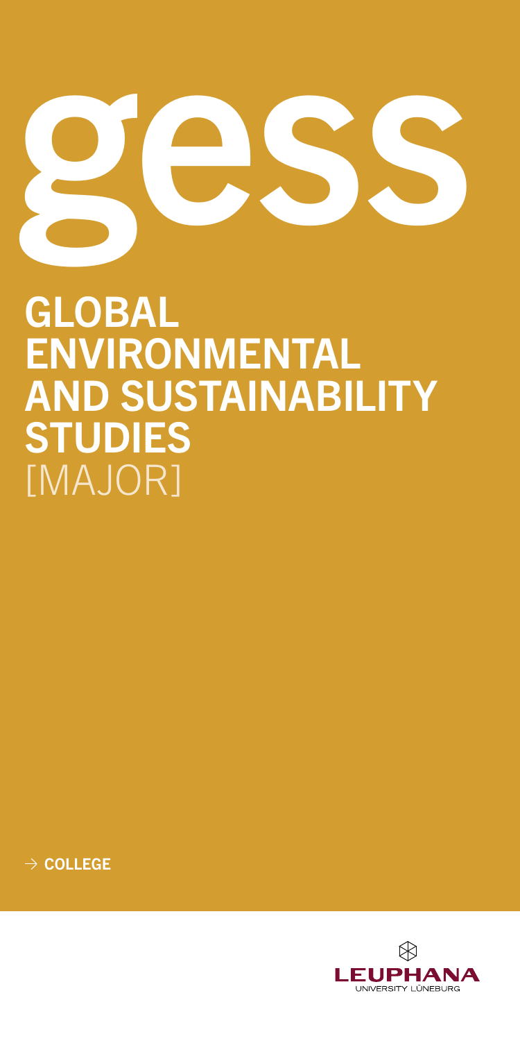# gess

## GLOBAL ENVIRONMENTAL AND SUSTAINABILITY STUDIES
[MAJOR]

→ COLLEGE

LEUPHANA
UNIVERSITY LÜNEBURG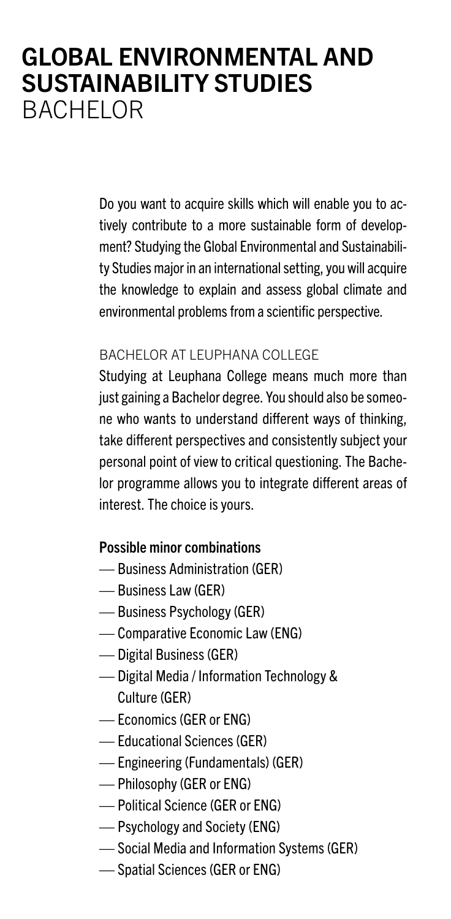# GLOBAL ENVIRONMENTAL AND SUSTAINABILITY STUDIES
BACHELOR

Do you want to acquire skills which will enable you to actively contribute to a more sustainable form of development? Studying the Global Environmental and Sustainability Studies major in an international setting, you will acquire the knowledge to explain and assess global climate and environmental problems from a scientific perspective.

## BACHELOR AT LEUPHANA COLLEGE

Studying at Leuphana College means much more than just gaining a Bachelor degree. You should also be someone who wants to understand different ways of thinking, take different perspectives and consistently subject your personal point of view to critical questioning. The Bachelor programme allows you to integrate different areas of interest. The choice is yours.

**Possible minor combinations**

- Business Administration (GER)
- Business Law (GER)
- Business Psychology (GER)
- Comparative Economic Law (ENG)
- Digital Business (GER)
- Digital Media / Information Technology & Culture (GER)
- Economics (GER or ENG)
- Educational Sciences (GER)
- Engineering (Fundamentals) (GER)
- Philosophy (GER or ENG)
- Political Science (GER or ENG)
- Psychology and Society (ENG)
- Social Media and Information Systems (GER)
- Spatial Sciences (GER or ENG)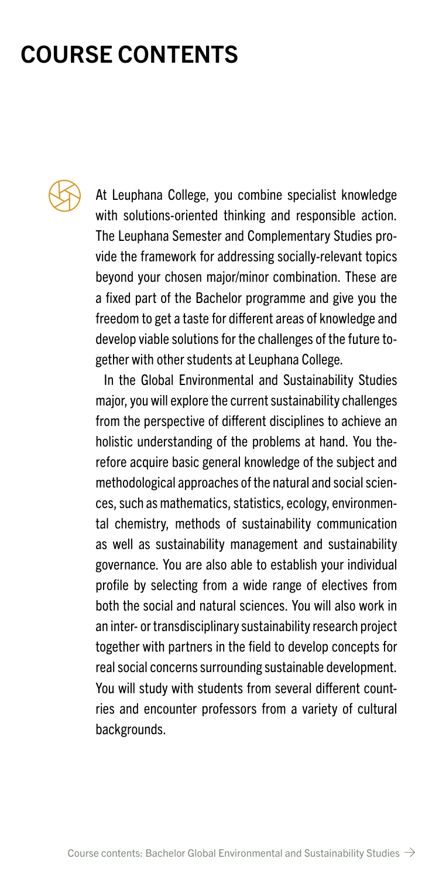# COURSE CONTENTS

At Leuphana College, you combine specialist knowledge with solutions-oriented thinking and responsible action. The Leuphana Semester and Complementary Studies provide the framework for addressing socially-relevant topics beyond your chosen major/minor combination. These are a fixed part of the Bachelor programme and give you the freedom to get a taste for different areas of knowledge and develop viable solutions for the challenges of the future together with other students at Leuphana College.

In the Global Environmental and Sustainability Studies major, you will explore the current sustainability challenges from the perspective of different disciplines to achieve an holistic understanding of the problems at hand. You therefore acquire basic general knowledge of the subject and methodological approaches of the natural and social sciences, such as mathematics, statistics, ecology, environmental chemistry, methods of sustainability communication as well as sustainability management and sustainability governance. You are also able to establish your individual profile by selecting from a wide range of electives from both the social and natural sciences. You will also work in an inter- or transdisciplinary sustainability research project together with partners in the field to develop concepts for real social concerns surrounding sustainable development. You will study with students from several different countries and encounter professors from a variety of cultural backgrounds.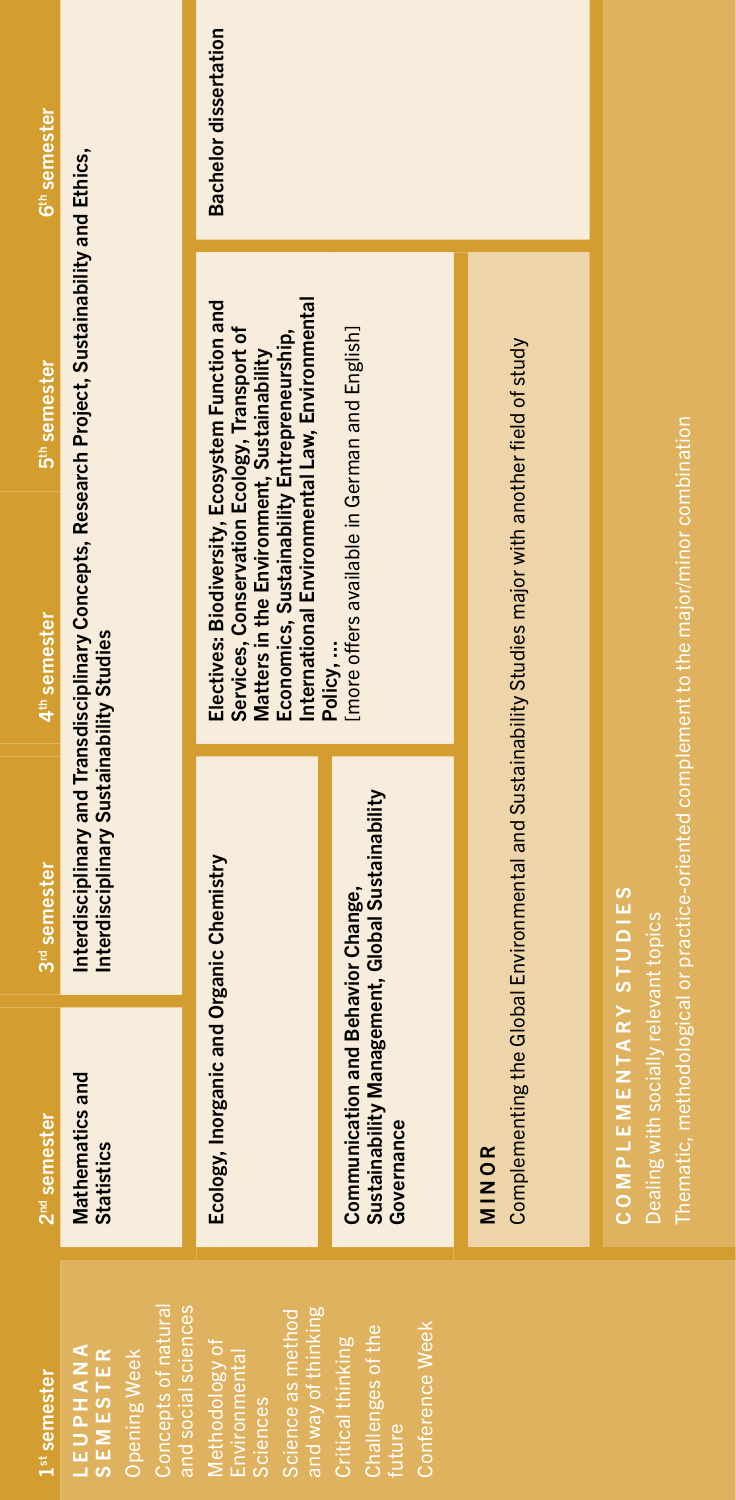| 1st semester | 2nd semester | 3rd semester | 4th semester | 5th semester | 6th semester |
|---|---|---|---|---|---|
| **LEUPHANA SEMESTER** | **Mathematics and Statistics** | **Interdisciplinary and Transdisciplinary Concepts, Research Project, Sustainability and Ethics, Interdisciplinary Sustainability Studies** | | | |
| Opening Week | **Ecology, Inorganic and Organic Chemistry** | | **Electives: Biodiversity, Ecosystem Function and Services, Conservation Ecology, Transport of Matters in the Environment, Sustainability Economics, Sustainability Entrepreneurship, International Environmental Law, Environmental Policy, …** [more offers available in German and English] | | **Bachelor dissertation** |
| Concepts of natural and social sciences | **Communication and Behavior Change, Sustainability Management, Global Sustainability Governance** | | | | |
| Methodology of Environmental Sciences | **MINOR** Complementing the Global Environmental and Sustainability Studies major with another field of study | | | | |
| Science as method and way of thinking | **COMPLEMENTARY STUDIES** Dealing with socially relevant topics. Thematic, methodological or practice-oriented complement to the major/minor combination | | | | |
| Critical thinking | | | | | |
| Challenges of the future | | | | | |
| Conference Week | | | | | |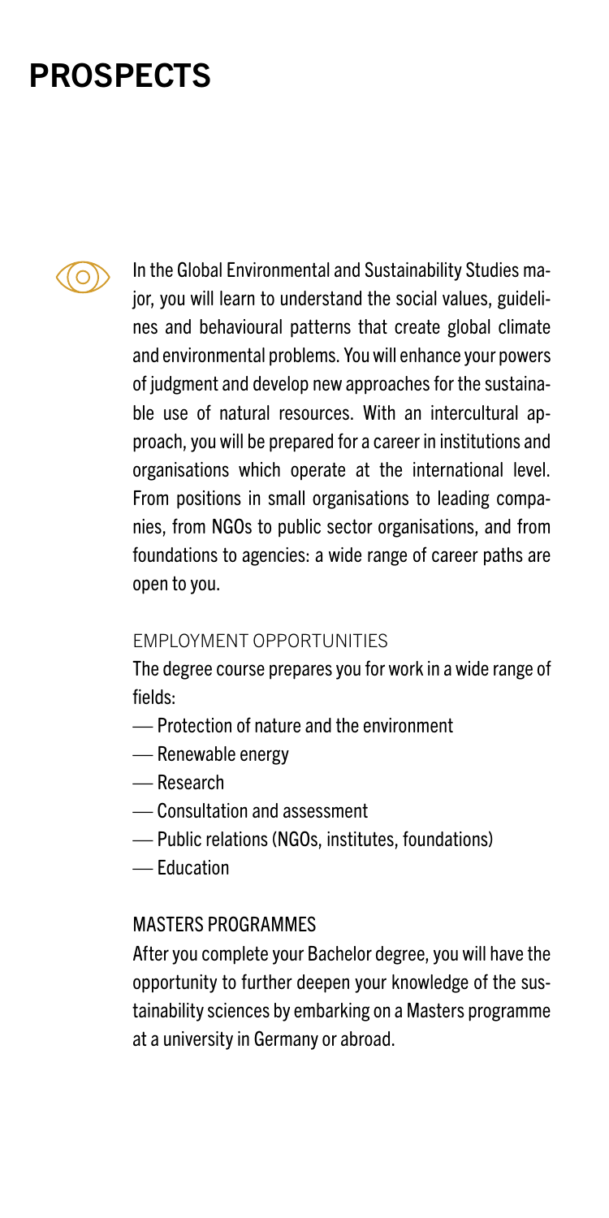# PROSPECTS

In the Global Environmental and Sustainability Studies major, you will learn to understand the social values, guidelines and behavioural patterns that create global climate and environmental problems. You will enhance your powers of judgment and develop new approaches for the sustainable use of natural resources. With an intercultural approach, you will be prepared for a career in institutions and organisations which operate at the international level. From positions in small organisations to leading companies, from NGOs to public sector organisations, and from foundations to agencies: a wide range of career paths are open to you.

## EMPLOYMENT OPPORTUNITIES

The degree course prepares you for work in a wide range of fields:

- Protection of nature and the environment
- Renewable energy
- Research
- Consultation and assessment
- Public relations (NGOs, institutes, foundations)
- Education

## MASTERS PROGRAMMES

After you complete your Bachelor degree, you will have the opportunity to further deepen your knowledge of the sustainability sciences by embarking on a Masters programme at a university in Germany or abroad.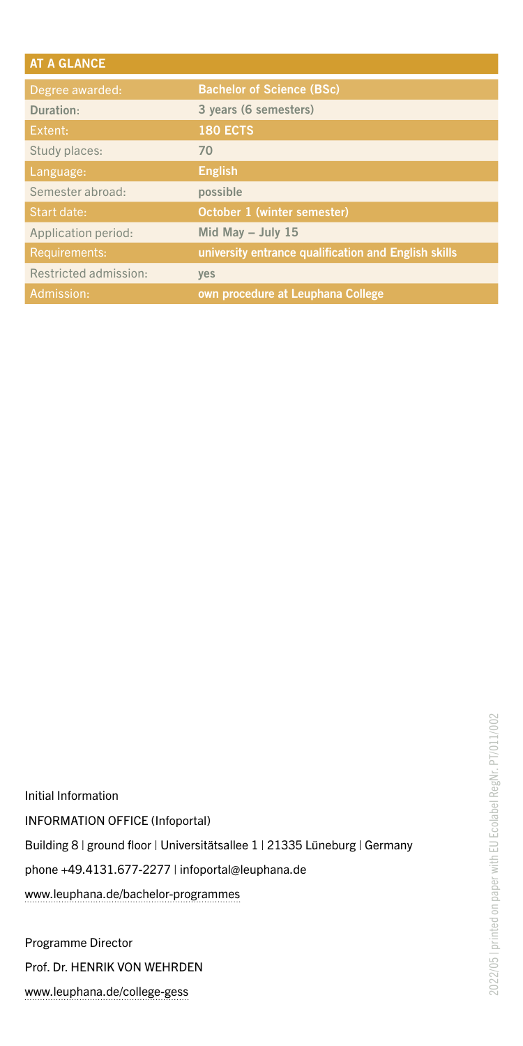## AT A GLANCE

| | |
|---|---|
| Degree awarded: | **Bachelor of Science (BSc)** |
| Duration: | **3 years (6 semesters)** |
| Extent: | **180 ECTS** |
| Study places: | **70** |
| Language: | **English** |
| Semester abroad: | **possible** |
| Start date: | **October 1 (winter semester)** |
| Application period: | **Mid May – July 15** |
| Requirements: | **university entrance qualification and English skills** |
| Restricted admission: | **yes** |
| Admission: | **own procedure at Leuphana College** |

Initial Information

INFORMATION OFFICE (Infoportal)

Building 8 | ground floor | Universitätsallee 1 | 21335 Lüneburg | Germany

phone +49.4131.677-2277 | infoportal@leuphana.de

www.leuphana.de/bachelor-programmes

Programme Director

Prof. Dr. HENRIK VON WEHRDEN

www.leuphana.de/college-gess

2022/05 | printed on paper with EU Ecolabel RegNr. PT/011/002